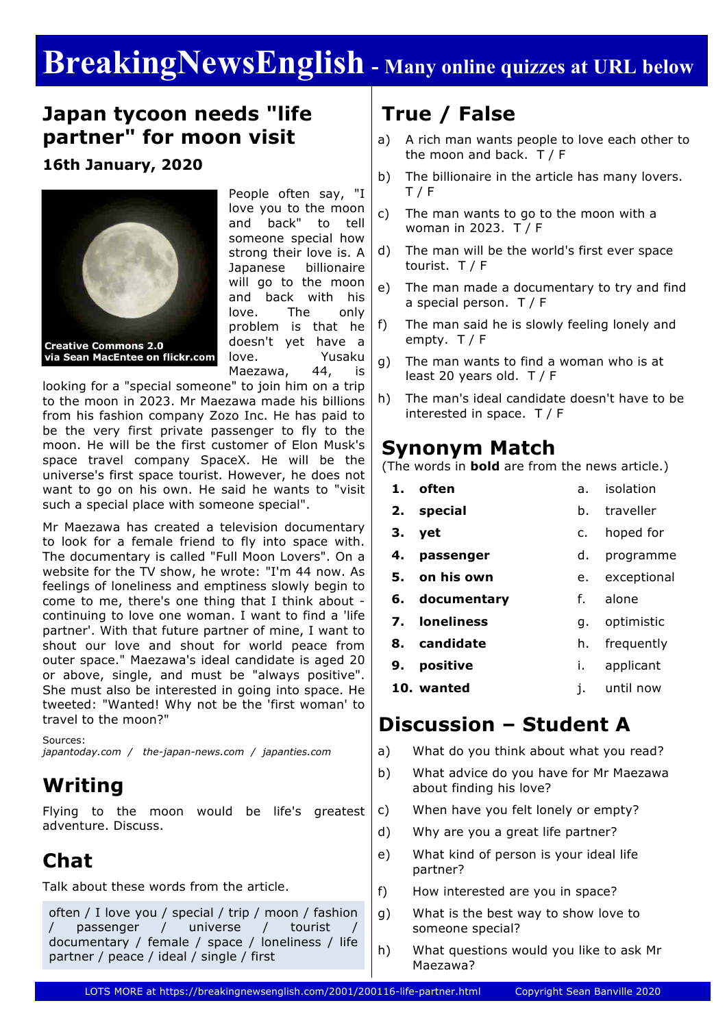# BreakingNewsEnglish - Many online quizzes at URL below

## Japan tycoon needs "life partner" for moon visit

**16th January, 2020**

Creative Commons 2.0 via Sean MacEntee on flickr.com

People often say, "I love you to the moon and back" to tell someone special how strong their love is. A Japanese billionaire will go to the moon and back with his love. The only problem is that he doesn't yet have a love. Yusaku Maezawa, 44, is looking for a "special someone" to join him on a trip to the moon in 2023. Mr Maezawa made his billions from his fashion company Zozo Inc. He has paid to be the very first private passenger to fly to the moon. He will be the first customer of Elon Musk's space travel company SpaceX. He will be the universe's first space tourist. However, he does not want to go on his own. He said he wants to "visit such a special place with someone special".

Mr Maezawa has created a television documentary to look for a female friend to fly into space with. The documentary is called "Full Moon Lovers". On a website for the TV show, he wrote: "I'm 44 now. As feelings of loneliness and emptiness slowly begin to come to me, there's one thing that I think about - continuing to love one woman. I want to find a 'life partner'. With that future partner of mine, I want to shout our love and shout for world peace from outer space." Maezawa's ideal candidate is aged 20 or above, single, and must be "always positive". She must also be interested in going into space. He tweeted: "Wanted! Why not be the 'first woman' to travel to the moon?"

Sources:
*japantoday.com / the-japan-news.com / japanties.com*

## Writing

Flying to the moon would be life's greatest adventure. Discuss.

## Chat

Talk about these words from the article.

often / I love you / special / trip / moon / fashion / passenger / universe / tourist / documentary / female / space / loneliness / life partner / peace / ideal / single / first

## True / False

a) A rich man wants people to love each other to the moon and back. T / F

b) The billionaire in the article has many lovers. T / F

c) The man wants to go to the moon with a woman in 2023. T / F

d) The man will be the world's first ever space tourist. T / F

e) The man made a documentary to try and find a special person. T / F

f) The man said he is slowly feeling lonely and empty. T / F

g) The man wants to find a woman who is at least 20 years old. T / F

h) The man's ideal candidate doesn't have to be interested in space. T / F

## Synonym Match

(The words in **bold** are from the news article.)

| | | | |
|---|---|---|---|
| 1. | **often** | a. | isolation |
| 2. | **special** | b. | traveller |
| 3. | **yet** | c. | hoped for |
| 4. | **passenger** | d. | programme |
| 5. | **on his own** | e. | exceptional |
| 6. | **documentary** | f. | alone |
| 7. | **loneliness** | g. | optimistic |
| 8. | **candidate** | h. | frequently |
| 9. | **positive** | i. | applicant |
| 10. | **wanted** | j. | until now |

## Discussion – Student A

a) What do you think about what you read?

b) What advice do you have for Mr Maezawa about finding his love?

c) When have you felt lonely or empty?

d) Why are you a great life partner?

e) What kind of person is your ideal life partner?

f) How interested are you in space?

g) What is the best way to show love to someone special?

h) What questions would you like to ask Mr Maezawa?

LOTS MORE at https://breakingnewsenglish.com/2001/200116-life-partner.html Copyright Sean Banville 2020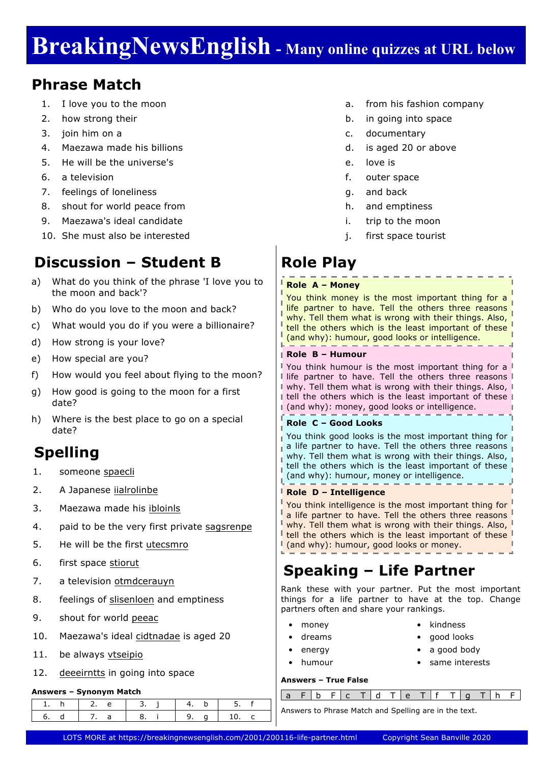## Phrase Match

1. I love you to the moon
2. how strong their
3. join him on a
4. Maezawa made his billions
5. He will be the universe's
6. a television
7. feelings of loneliness
8. shout for world peace from
9. Maezawa's ideal candidate
10. She must also be interested

a. from his fashion company
b. in going into space
c. documentary
d. is aged 20 or above
e. love is
f. outer space
g. and back
h. and emptiness
i. trip to the moon
j. first space tourist

## Discussion – Student B

a) What do you think of the phrase 'I love you to the moon and back'?
b) Who do you love to the moon and back?
c) What would you do if you were a billionaire?
d) How strong is your love?
e) How special are you?
f) How would you feel about flying to the moon?
g) How good is going to the moon for a first date?
h) Where is the best place to go on a special date?

## Spelling

1. someone spaecli
2. A Japanese iialrolinbe
3. Maezawa made his ibloinls
4. paid to be the very first private sagsrenpe
5. He will be the first utecsmro
6. first space stiorut
7. a television otmdcerauyn
8. feelings of slisenloen and emptiness
9. shout for world peeac
10. Maezawa's ideal cidtnadae is aged 20
11. be always vtseipio
12. deeeirntts in going into space

**Answers – Synonym Match**

| | | | | |
|---|---|---|---|---|
| 1. h | 2. e | 3. j | 4. b | 5. f |
| 6. d | 7. a | 8. i | 9. g | 10. c |

## Role Play

**Role A – Money**

You think money is the most important thing for a life partner to have. Tell the others three reasons why. Tell them what is wrong with their things. Also, tell the others which is the least important of these (and why): humour, good looks or intelligence.

**Role B – Humour**

You think humour is the most important thing for a life partner to have. Tell the others three reasons why. Tell them what is wrong with their things. Also, tell the others which is the least important of these (and why): money, good looks or intelligence.

**Role C – Good Looks**

You think good looks is the most important thing for a life partner to have. Tell the others three reasons why. Tell them what is wrong with their things. Also, tell the others which is the least important of these (and why): humour, money or intelligence.

**Role D – Intelligence**

You think intelligence is the most important thing for a life partner to have. Tell the others three reasons why. Tell them what is wrong with their things. Also, tell the others which is the least important of these (and why): humour, good looks or money.

## Speaking – Life Partner

Rank these with your partner. Put the most important things for a life partner to have at the top. Change partners often and share your rankings.

- money
- dreams
- energy
- humour
- kindness
- good looks
- a good body
- same interests

**Answers – True False**

| | | | | | | | | | | | | | | | |
|---|---|---|---|---|---|---|---|---|---|---|---|---|---|---|---|
| a | F | b | F | c | T | d | T | e | T | f | T | g | T | h | F |

Answers to Phrase Match and Spelling are in the text.